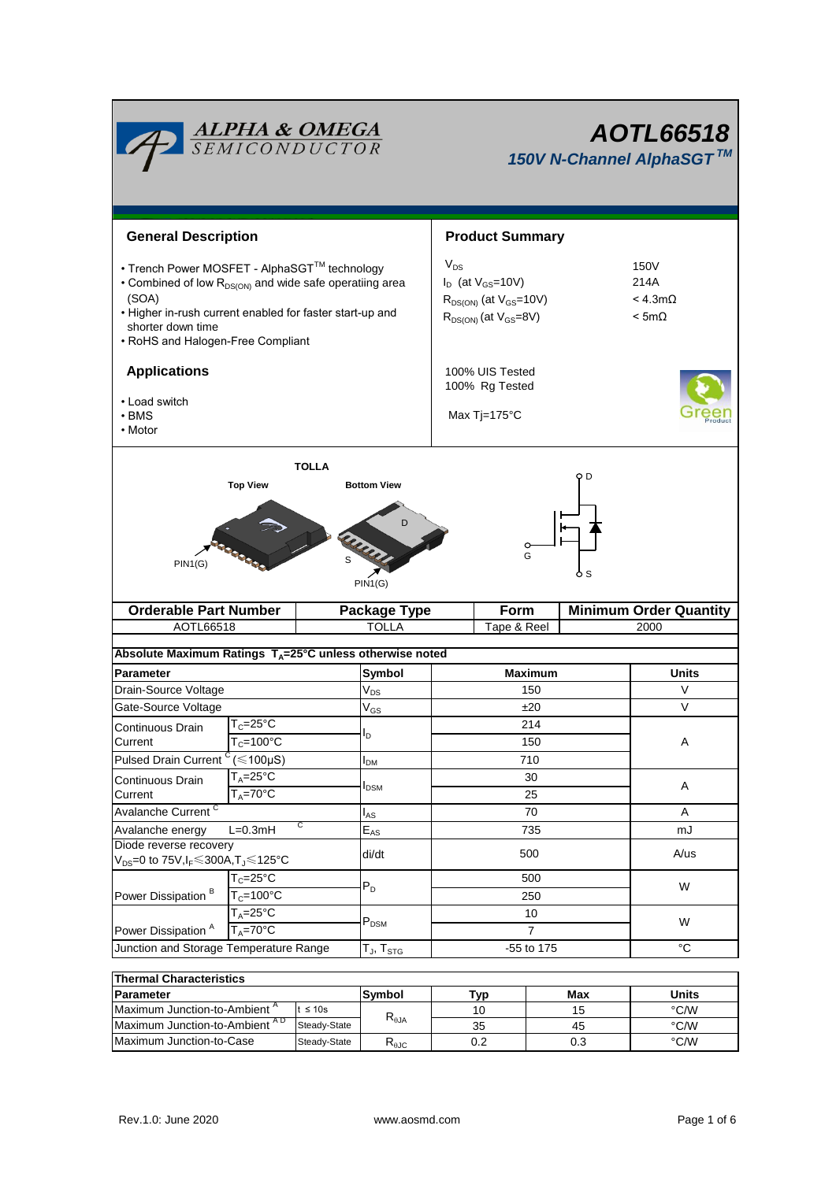# AOTL66518

## 150V N-Channel AlphaSGT™

## General Description

- Trench Power MOSFET - AlphaSGT™ technology
- Combined of low $R_{DS(ON)}$ and wide safe operatiing area (SOA)
- Higher in-rush current enabled for faster start-up and shorter down time
- RoHS and Halogen-Free Compliant

## Product Summary

| | |
|---|---|
| $V_{DS}$ | 150V |
| $I_D$ (at $V_{GS}$=10V) | 214A |
| $R_{DS(ON)}$ (at $V_{GS}$=10V) | < 4.3mΩ |
| $R_{DS(ON)}$ (at $V_{GS}$=8V) | < 5mΩ |

100% UIS Tested
100% Rg Tested

Max Tj=175°C

## Applications

- Load switch
- BMS
- Motor

TOLLA

Top View — PIN1(G)

Bottom View — D, S, PIN1(G)

D, G, S

| Orderable Part Number | Package Type | Form | Minimum Order Quantity |
|---|---|---|---|
| AOTL66518 | TOLLA | Tape & Reel | 2000 |

**Absolute Maximum Ratings $T_A$=25°C unless otherwise noted**

| Parameter | | Symbol | Maximum | Units |
|---|---|---|---|---|
| Drain-Source Voltage | | $V_{DS}$ | 150 | V |
| Gate-Source Voltage | | $V_{GS}$ | ±20 | V |
| Continuous Drain Current | $T_C$=25°C | $I_D$ | 214 | A |
| | $T_C$=100°C | | 150 | |
| Pulsed Drain Current [C] (≤100µS) | | $I_{DM}$ | 710 | |
| Continuous Drain Current | $T_A$=25°C | $I_{DSM}$ | 30 | A |
| | $T_A$=70°C | | 25 | |
| Avalanche Current [C] | | $I_{AS}$ | 70 | A |
| Avalanche energy L=0.3mH [C] | | $E_{AS}$ | 735 | mJ |
| Diode reverse recovery $V_{DS}$=0 to 75V, $I_F$≤300A, $T_J$≤125°C | | di/dt | 500 | A/us |
| Power Dissipation [B] | $T_C$=25°C | $P_D$ | 500 | W |
| | $T_C$=100°C | | 250 | |
| Power Dissipation [A] | $T_A$=25°C | $P_{DSM}$ | 10 | W |
| | $T_A$=70°C | | 7 | |
| Junction and Storage Temperature Range | | $T_J$, $T_{STG}$ | -55 to 175 | °C |

**Thermal Characteristics**

| Parameter | | Symbol | Typ | Max | Units |
|---|---|---|---|---|---|
| Maximum Junction-to-Ambient [A] | t ≤ 10s | $R_{\theta JA}$ | 10 | 15 | °C/W |
| Maximum Junction-to-Ambient [A D] | Steady-State | | 35 | 45 | °C/W |
| Maximum Junction-to-Case | Steady-State | $R_{\theta JC}$ | 0.2 | 0.3 | °C/W |

Rev.1.0: June 2020 www.aosmd.com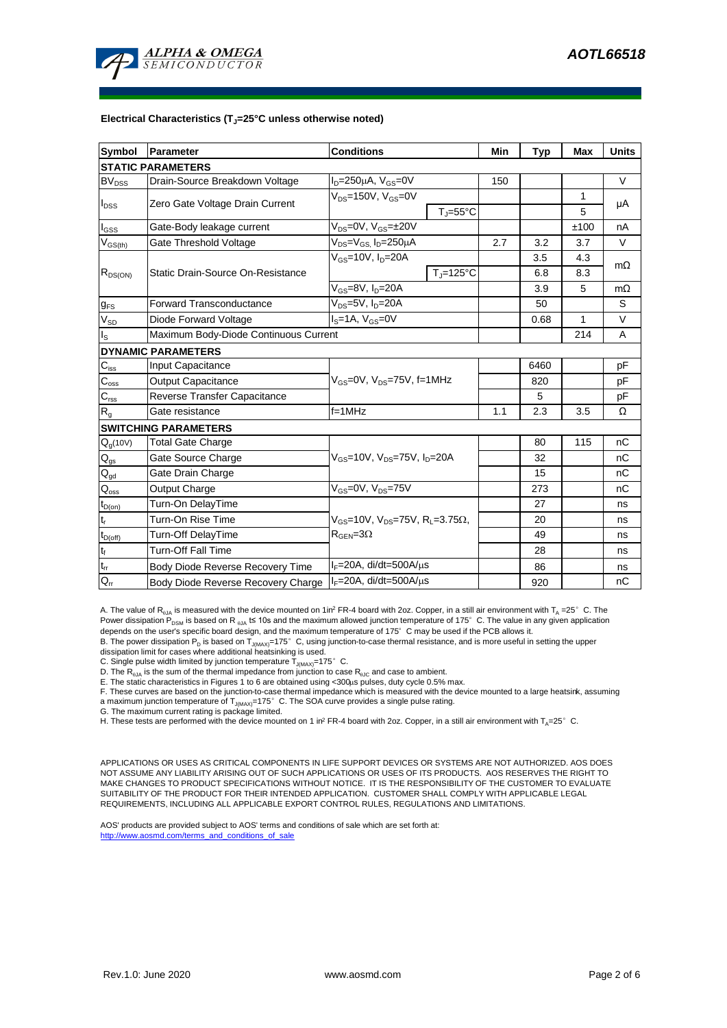**Electrical Characteristics ($T_J$=25°C unless otherwise noted)**

| Symbol | Parameter | Conditions | | Min | Typ | Max | Units |
|---|---|---|---|---|---|---|---|
| **STATIC PARAMETERS** | | | | | | | |
| $BV_{DSS}$ | Drain-Source Breakdown Voltage | $I_D$=250µA, $V_{GS}$=0V | | 150 | | | V |
| $I_{DSS}$ | Zero Gate Voltage Drain Current | $V_{DS}$=150V, $V_{GS}$=0V | | | | 1 | µA |
| | | | $T_J$=55°C | | | 5 | |
| $I_{GSS}$ | Gate-Body leakage current | $V_{DS}$=0V, $V_{GS}$=±20V | | | | ±100 | nA |
| $V_{GS(th)}$ | Gate Threshold Voltage | $V_{DS}$=$V_{GS}$, $I_D$=250µA | | 2.7 | 3.2 | 3.7 | V |
| $R_{DS(ON)}$ | Static Drain-Source On-Resistance | $V_{GS}$=10V, $I_D$=20A | | | 3.5 | 4.3 | mΩ |
| | | | $T_J$=125°C | | 6.8 | 8.3 | |
| | | $V_{GS}$=8V, $I_D$=20A | | | 3.9 | 5 | mΩ |
| $g_{FS}$ | Forward Transconductance | $V_{DS}$=5V, $I_D$=20A | | | 50 | | S |
| $V_{SD}$ | Diode Forward Voltage | $I_S$=1A, $V_{GS}$=0V | | | 0.68 | 1 | V |
| $I_S$ | Maximum Body-Diode Continuous Current | | | | | 214 | A |
| **DYNAMIC PARAMETERS** | | | | | | | |
| $C_{iss}$ | Input Capacitance | $V_{GS}$=0V, $V_{DS}$=75V, f=1MHz | | | 6460 | | pF |
| $C_{oss}$ | Output Capacitance | | | | 820 | | pF |
| $C_{rss}$ | Reverse Transfer Capacitance | | | | 5 | | pF |
| $R_g$ | Gate resistance | f=1MHz | | 1.1 | 2.3 | 3.5 | Ω |
| **SWITCHING PARAMETERS** | | | | | | | |
| $Q_g$(10V) | Total Gate Charge | $V_{GS}$=10V, $V_{DS}$=75V, $I_D$=20A | | | 80 | 115 | nC |
| $Q_{gs}$ | Gate Source Charge | | | | 32 | | nC |
| $Q_{gd}$ | Gate Drain Charge | | | | 15 | | nC |
| $Q_{oss}$ | Output Charge | $V_{GS}$=0V, $V_{DS}$=75V | | | 273 | | nC |
| $t_{D(on)}$ | Turn-On DelayTime | $V_{GS}$=10V, $V_{DS}$=75V, $R_L$=3.75Ω, $R_{GEN}$=3Ω | | | 27 | | ns |
| $t_r$ | Turn-On Rise Time | | | | 20 | | ns |
| $t_{D(off)}$ | Turn-Off DelayTime | | | | 49 | | ns |
| $t_f$ | Turn-Off Fall Time | | | | 28 | | ns |
| $t_{rr}$ | Body Diode Reverse Recovery Time | $I_F$=20A, di/dt=500A/µs | | | 86 | | ns |
| $Q_{rr}$ | Body Diode Reverse Recovery Charge | $I_F$=20A, di/dt=500A/µs | | | 920 | | nC |

A. The value of $R_{θJA}$ is measured with the device mounted on 1in² FR-4 board with 2oz. Copper, in a still air environment with $T_A$ =25° C. The Power dissipation $P_{DSM}$ is based on R $_{θJA}$ t≤ 10s and the maximum allowed junction temperature of 175° C. The value in any given application depends on the user's specific board design, and the maximum temperature of 175° C may be used if the PCB allows it.
B. The power dissipation $P_D$ is based on $T_{J(MAX)}$=175° C, using junction-to-case thermal resistance, and is more useful in setting the upper dissipation limit for cases where additional heatsinking is used.
C. Single pulse width limited by junction temperature $T_{J(MAX)}$=175° C.
D. The $R_{θJA}$ is the sum of the thermal impedance from junction to case $R_{θJC}$ and case to ambient.
E. The static characteristics in Figures 1 to 6 are obtained using <300µs pulses, duty cycle 0.5% max.
F. These curves are based on the junction-to-case thermal impedance which is measured with the device mounted to a large heatsink, assuming a maximum junction temperature of $T_{J(MAX)}$=175° C. The SOA curve provides a single pulse rating.
G. The maximum current rating is package limited.
H. These tests are performed with the device mounted on 1 in² FR-4 board with 2oz. Copper, in a still air environment with $T_A$=25° C.

APPLICATIONS OR USES AS CRITICAL COMPONENTS IN LIFE SUPPORT DEVICES OR SYSTEMS ARE NOT AUTHORIZED. AOS DOES NOT ASSUME ANY LIABILITY ARISING OUT OF SUCH APPLICATIONS OR USES OF ITS PRODUCTS. AOS RESERVES THE RIGHT TO MAKE CHANGES TO PRODUCT SPECIFICATIONS WITHOUT NOTICE. IT IS THE RESPONSIBILITY OF THE CUSTOMER TO EVALUATE SUITABILITY OF THE PRODUCT FOR THEIR INTENDED APPLICATION. CUSTOMER SHALL COMPLY WITH APPLICABLE LEGAL REQUIREMENTS, INCLUDING ALL APPLICABLE EXPORT CONTROL RULES, REGULATIONS AND LIMITATIONS.

AOS' products are provided subject to AOS' terms and conditions of sale which are set forth at:
http://www.aosmd.com/terms_and_conditions_of_sale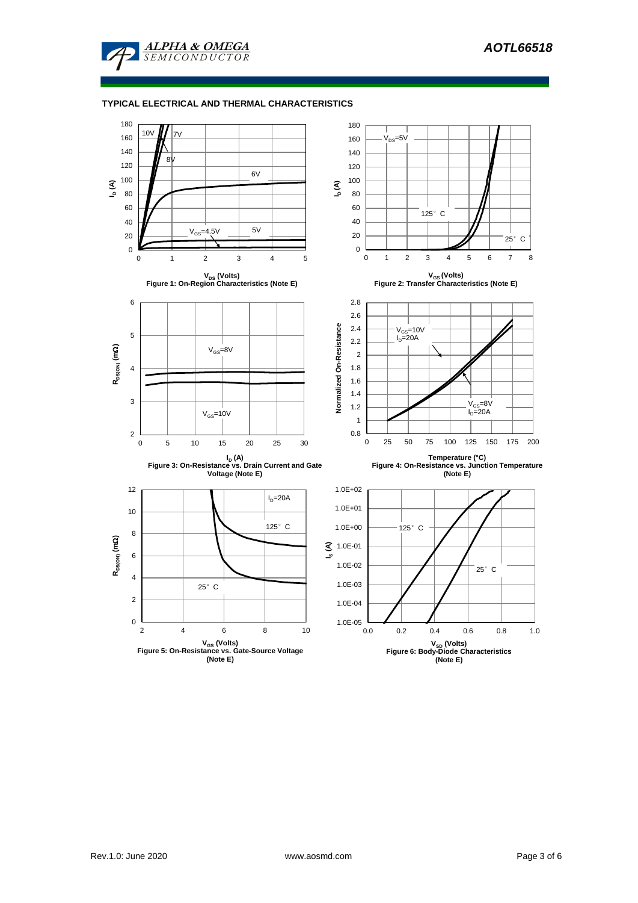### TYPICAL ELECTRICAL AND THERMAL CHARACTERISTICS

Figure 1: On-Region Characteristics (Note E)

Figure 2: Transfer Characteristics (Note E)

Figure 3: On-Resistance vs. Drain Current and Gate Voltage (Note E)

Figure 4: On-Resistance vs. Junction Temperature (Note E)

Figure 5: On-Resistance vs. Gate-Source Voltage (Note E)

Figure 6: Body-Diode Characteristics (Note E)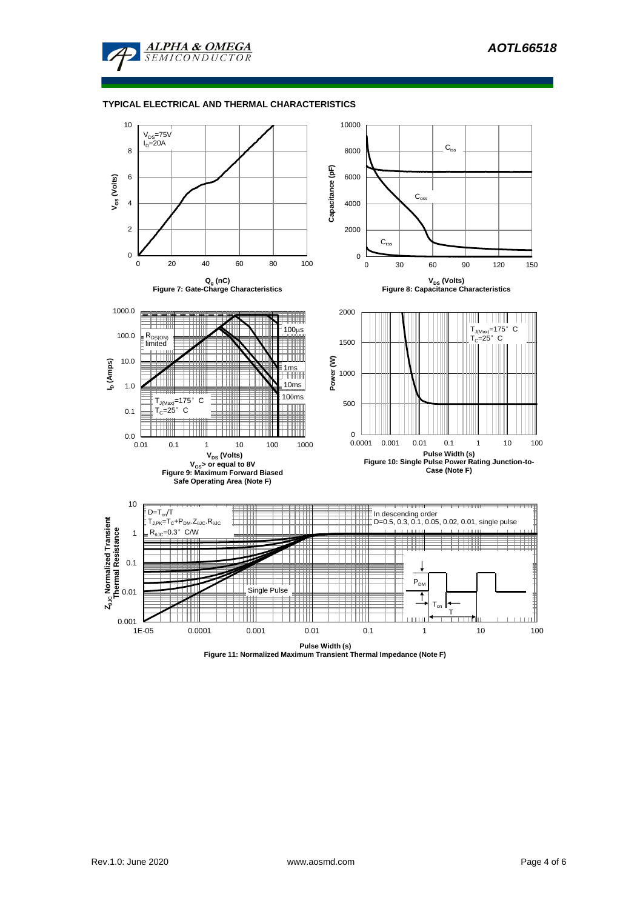## TYPICAL ELECTRICAL AND THERMAL CHARACTERISTICS

$V_{DS}$=75V
$I_D$=20A

**Figure 7: Gate-Charge Characteristics**

**Figure 8: Capacitance Characteristics**

**Figure 9: Maximum Forward Biased Safe Operating Area (Note F)**

**Figure 10: Single Pulse Power Rating Junction-to-Case (Note F)**

$D=T_{on}/T$
$T_{J,PK}=T_C+P_{DM}.Z_{\theta JC}.R_{\theta JC}$
$R_{\theta JC}$=0.3°C/W

In descending order
D=0.5, 0.3, 0.1, 0.05, 0.02, 0.01, single pulse

**Figure 11: Normalized Maximum Transient Thermal Impedance (Note F)**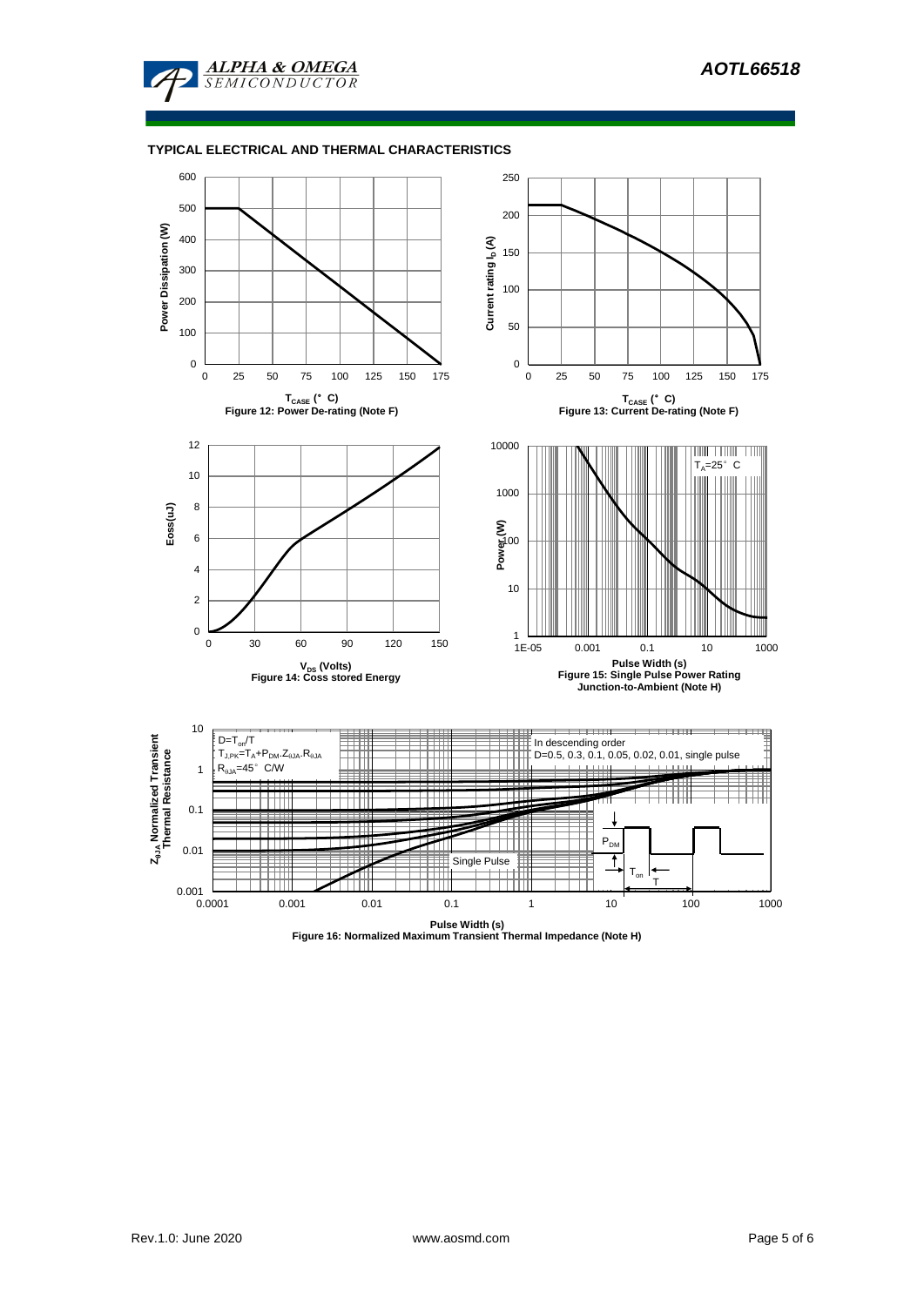## TYPICAL ELECTRICAL AND THERMAL CHARACTERISTICS

Figure 12: Power De-rating (Note F)

Figure 13: Current De-rating (Note F)

Figure 14: Coss stored Energy

Figure 15: Single Pulse Power Rating Junction-to-Ambient (Note H)

Figure 16: Normalized Maximum Transient Thermal Impedance (Note H)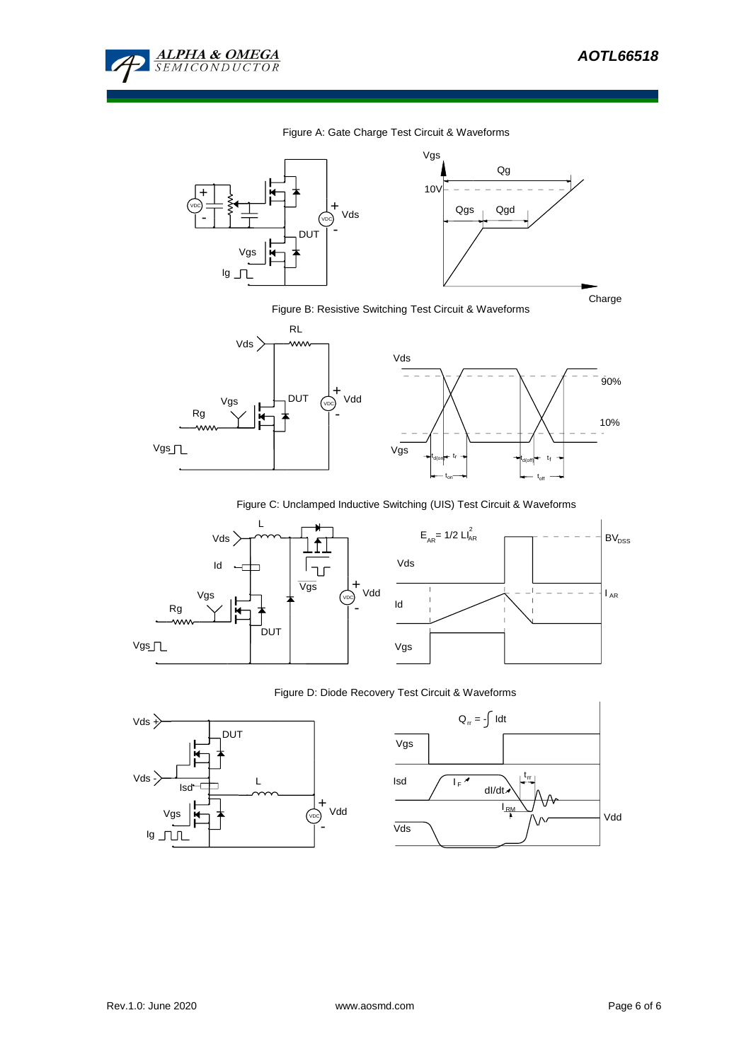Figure A: Gate Charge Test Circuit & Waveforms

Vgs

Qg

10V

Qgs

Qgd

Charge

Vds

DUT

Vgs

Ig

Figure B: Resistive Switching Test Circuit & Waveforms

RL

Vds

Vgs

Rg

DUT

Vdd

Vgs

Vds

90%

10%

Vgs

$t_{d(on)}$ $t_r$

$t_{on}$

$t_{d(off)}$ $t_f$

$t_{off}$

Figure C: Unclamped Inductive Switching (UIS) Test Circuit & Waveforms

L

Vds

Id

Vgs

Rg

Vgs

DUT

Vgs

Vdd

$E_{AR} = 1/2\ LI_{AR}^2$

$BV_{DSS}$

Vds

Id

$I_{AR}$

Vgs

Figure D: Diode Recovery Test Circuit & Waveforms

Vds +

DUT

Vds -

Isd

L

Vgs

Vdd

Ig

$Q_{rr} = -\int Idt$

Vgs

Isd

$I_F$

dI/dt

$t_{rr}$

$I_{RM}$

Vds

Vdd